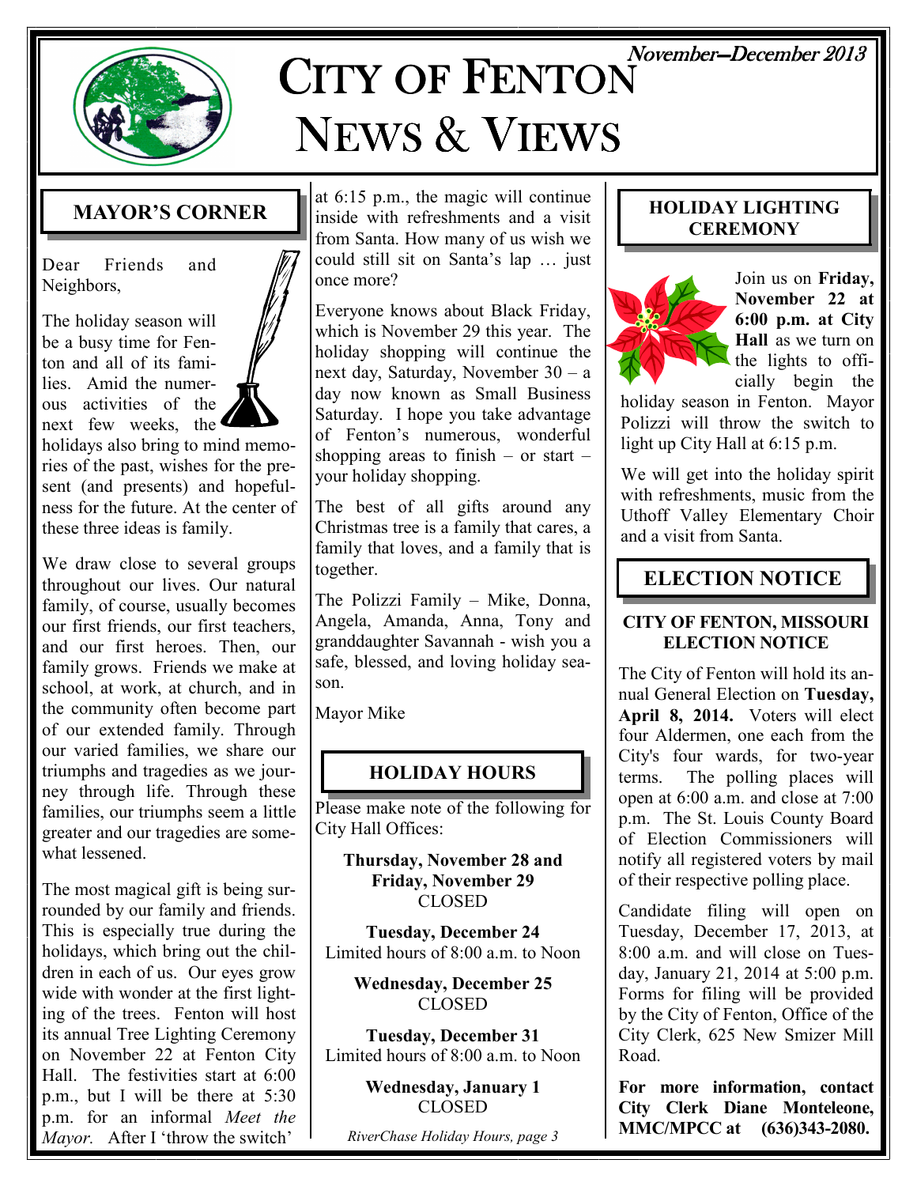# CITY OF FENTON NEWS & VIEWS

November–December 2013

## MAYOR'S CORNER

Dear Friends and Neighbors,

The holiday season will be a busy time for Fenton and all of its families. Amid the numerous activities of the next few weeks, the holidays also bring to mind memories of the past, wishes for the present (and presents) and hopefulness for the future. At the center of these three ideas is family.

We draw close to several groups throughout our lives. Our natural family, of course, usually becomes our first friends, our first teachers, and our first heroes. Then, our family grows. Friends we make at school, at work, at church, and in the community often become part of our extended family. Through our varied families, we share our triumphs and tragedies as we journey through life. Through these families, our triumphs seem a little greater and our tragedies are somewhat lessened.

The most magical gift is being surrounded by our family and friends. This is especially true during the holidays, which bring out the children in each of us. Our eyes grow wide with wonder at the first lighting of the trees. Fenton will host its annual Tree Lighting Ceremony on November 22 at Fenton City Hall. The festivities start at 6:00 p.m., but I will be there at 5:30 p.m. for an informal *Meet the Mayor.* After I 'throw the switch' at 6:15 p.m., the magic will continue inside with refreshments and a visit from Santa. How many of us wish we could still sit on Santa's lap … just once more?

Everyone knows about Black Friday, which is November 29 this year. The holiday shopping will continue the next day, Saturday, November 30 – a day now known as Small Business Saturday. I hope you take advantage of Fenton's numerous, wonderful shopping areas to finish – or start – your holiday shopping.

The best of all gifts around any Christmas tree is a family that cares, a family that loves, and a family that is together.

The Polizzi Family – Mike, Donna, Angela, Amanda, Anna, Tony and granddaughter Savannah - wish you a safe, blessed, and loving holiday season.

Mayor Mike

## HOLIDAY HOURS

Please make note of the following for City Hall Offices:

**Thursday, November 28 and Friday, November 29**
CLOSED

**Tuesday, December 24**
Limited hours of 8:00 a.m. to Noon

**Wednesday, December 25**
CLOSED

**Tuesday, December 31**
Limited hours of 8:00 a.m. to Noon

**Wednesday, January 1**
CLOSED

*RiverChase Holiday Hours, page 3*

## HOLIDAY LIGHTING CEREMONY

Join us on **Friday, November 22 at 6:00 p.m. at City Hall** as we turn on the lights to officially begin the holiday season in Fenton. Mayor Polizzi will throw the switch to light up City Hall at 6:15 p.m.

We will get into the holiday spirit with refreshments, music from the Uthoff Valley Elementary Choir and a visit from Santa.

## ELECTION NOTICE

**CITY OF FENTON, MISSOURI ELECTION NOTICE**

The City of Fenton will hold its annual General Election on **Tuesday, April 8, 2014.** Voters will elect four Aldermen, one each from the City's four wards, for two-year terms. The polling places will open at 6:00 a.m. and close at 7:00 p.m. The St. Louis County Board of Election Commissioners will notify all registered voters by mail of their respective polling place.

Candidate filing will open on Tuesday, December 17, 2013, at 8:00 a.m. and will close on Tuesday, January 21, 2014 at 5:00 p.m. Forms for filing will be provided by the City of Fenton, Office of the City Clerk, 625 New Smizer Mill Road.

**For more information, contact City Clerk Diane Monteleone, MMC/MPCC at (636)343-2080.**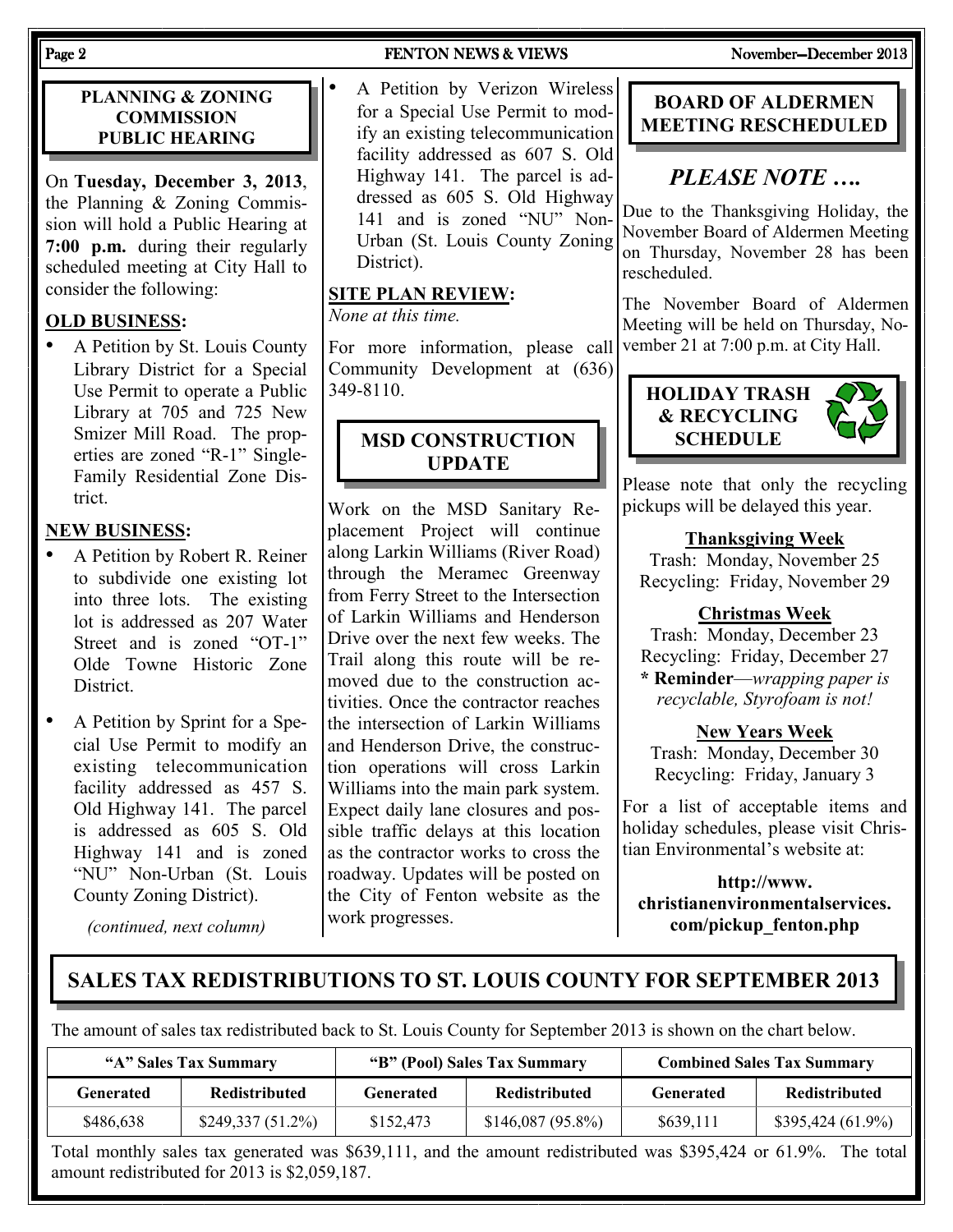## PLANNING & ZONING COMMISSION PUBLIC HEARING

On **Tuesday, December 3, 2013**, the Planning & Zoning Commission will hold a Public Hearing at **7:00 p.m.** during their regularly scheduled meeting at City Hall to consider the following:

### OLD BUSINESS:

- A Petition by St. Louis County Library District for a Special Use Permit to operate a Public Library at 705 and 725 New Smizer Mill Road. The properties are zoned "R-1" Single-Family Residential Zone District.

### NEW BUSINESS:

- A Petition by Robert R. Reiner to subdivide one existing lot into three lots. The existing lot is addressed as 207 Water Street and is zoned "OT-1" Olde Towne Historic Zone District.
- A Petition by Sprint for a Special Use Permit to modify an existing telecommunication facility addressed as 457 S. Old Highway 141. The parcel is addressed as 605 S. Old Highway 141 and is zoned "NU" Non-Urban (St. Louis County Zoning District).

*(continued, next column)*

- A Petition by Verizon Wireless for a Special Use Permit to modify an existing telecommunication facility addressed as 607 S. Old Highway 141. The parcel is addressed as 605 S. Old Highway 141 and is zoned "NU" Non-Urban (St. Louis County Zoning District).

### SITE PLAN REVIEW:

*None at this time.*

For more information, please call Community Development at (636) 349-8110.

## MSD CONSTRUCTION UPDATE

Work on the MSD Sanitary Replacement Project will continue along Larkin Williams (River Road) through the Meramec Greenway from Ferry Street to the Intersection of Larkin Williams and Henderson Drive over the next few weeks. The Trail along this route will be removed due to the construction activities. Once the contractor reaches the intersection of Larkin Williams and Henderson Drive, the construction operations will cross Larkin Williams into the main park system. Expect daily lane closures and possible traffic delays at this location as the contractor works to cross the roadway. Updates will be posted on the City of Fenton website as the work progresses.

## BOARD OF ALDERMEN MEETING RESCHEDULED

### *PLEASE NOTE ….*

Due to the Thanksgiving Holiday, the November Board of Aldermen Meeting on Thursday, November 28 has been rescheduled.

The November Board of Aldermen Meeting will be held on Thursday, November 21 at 7:00 p.m. at City Hall.

## HOLIDAY TRASH & RECYCLING SCHEDULE

Please note that only the recycling pickups will be delayed this year.

**Thanksgiving Week**
Trash: Monday, November 25
Recycling: Friday, November 29

**Christmas Week**
Trash: Monday, December 23
Recycling: Friday, December 27
**\* Reminder**—*wrapping paper is recyclable, Styrofoam is not!*

**New Years Week**
Trash: Monday, December 30
Recycling: Friday, January 3

For a list of acceptable items and holiday schedules, please visit Christian Environmental's website at:

**http://www.christianenvironmentalservices.com/pickup_fenton.php**

## SALES TAX REDISTRIBUTIONS TO ST. LOUIS COUNTY FOR SEPTEMBER 2013

The amount of sales tax redistributed back to St. Louis County for September 2013 is shown on the chart below.

| "A" Sales Tax Summary | | "B" (Pool) Sales Tax Summary | | Combined Sales Tax Summary | |
|---|---|---|---|---|---|
| **Generated** | **Redistributed** | **Generated** | **Redistributed** | **Generated** | **Redistributed** |
| \$486,638 | \$249,337 (51.2%) | \$152,473 | \$146,087 (95.8%) | \$639,111 | \$395,424 (61.9%) |

Total monthly sales tax generated was \$639,111, and the amount redistributed was \$395,424 or 61.9%. The total amount redistributed for 2013 is \$2,059,187.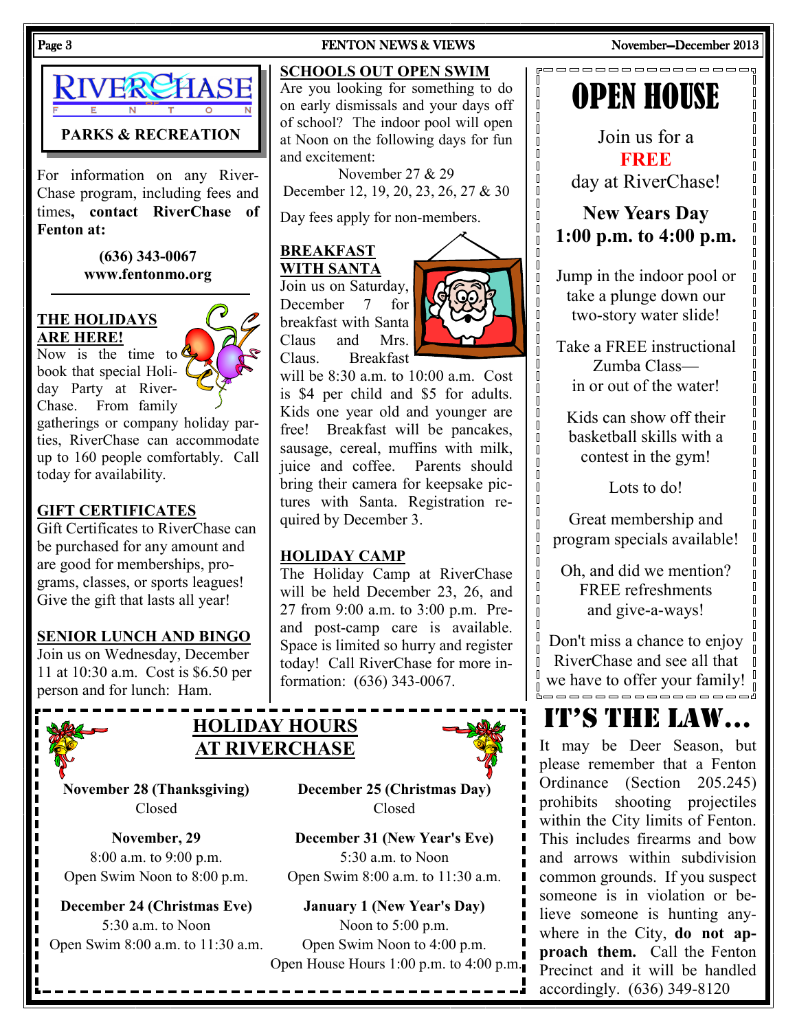# RIVERCHASE FENTON

**PARKS & RECREATION**

For information on any RiverChase program, including fees and times, **contact RiverChase of Fenton at:**

**(636) 343-0067**
**www.fentonmo.org**

## THE HOLIDAYS ARE HERE!

Now is the time to book that special Holiday Party at RiverChase. From family gatherings or company holiday parties, RiverChase can accommodate up to 160 people comfortably. Call today for availability.

## GIFT CERTIFICATES

Gift Certificates to RiverChase can be purchased for any amount and are good for memberships, programs, classes, or sports leagues! Give the gift that lasts all year!

## SENIOR LUNCH AND BINGO

Join us on Wednesday, December 11 at 10:30 a.m. Cost is $6.50 per person and for lunch: Ham.

## SCHOOLS OUT OPEN SWIM

Are you looking for something to do on early dismissals and your days off of school? The indoor pool will open at Noon on the following days for fun and excitement:

November 27 & 29
December 12, 19, 20, 23, 26, 27 & 30

Day fees apply for non-members.

## BREAKFAST WITH SANTA

Join us on Saturday, December 7 for breakfast with Santa Claus and Mrs. Claus. Breakfast will be 8:30 a.m. to 10:00 a.m. Cost is $4 per child and $5 for adults. Kids one year old and younger are free! Breakfast will be pancakes, sausage, cereal, muffins with milk, juice and coffee. Parents should bring their camera for keepsake pictures with Santa. Registration required by December 3.

## HOLIDAY CAMP

The Holiday Camp at RiverChase will be held December 23, 26, and 27 from 9:00 a.m. to 3:00 p.m. Pre- and post-camp care is available. Space is limited so hurry and register today! Call RiverChase for more information: (636) 343-0067.

# OPEN HOUSE

Join us for a **FREE** day at RiverChase!

**New Years Day**
**1:00 p.m. to 4:00 p.m.**

Jump in the indoor pool or take a plunge down our two-story water slide!

Take a FREE instructional Zumba Class— in or out of the water!

Kids can show off their basketball skills with a contest in the gym!

Lots to do!

Great membership and program specials available!

Oh, and did we mention? FREE refreshments and give-a-ways!

Don't miss a chance to enjoy RiverChase and see all that we have to offer your family!

## HOLIDAY HOURS AT RIVERCHASE

**November 28 (Thanksgiving)**
Closed

**November, 29**
8:00 a.m. to 9:00 p.m.
Open Swim Noon to 8:00 p.m.

**December 24 (Christmas Eve)**
5:30 a.m. to Noon
Open Swim 8:00 a.m. to 11:30 a.m.

**December 25 (Christmas Day)**
Closed

**December 31 (New Year's Eve)**
5:30 a.m. to Noon
Open Swim 8:00 a.m. to 11:30 a.m.

**January 1 (New Year's Day)**
Noon to 5:00 p.m.
Open Swim Noon to 4:00 p.m.
Open House Hours 1:00 p.m. to 4:00 p.m.

# IT'S THE LAW...

It may be Deer Season, but please remember that a Fenton Ordinance (Section 205.245) prohibits shooting projectiles within the City limits of Fenton. This includes firearms and bow and arrows within subdivision common grounds. If you suspect someone is in violation or believe someone is hunting anywhere in the City, **do not approach them.** Call the Fenton Precinct and it will be handled accordingly. (636) 349-8120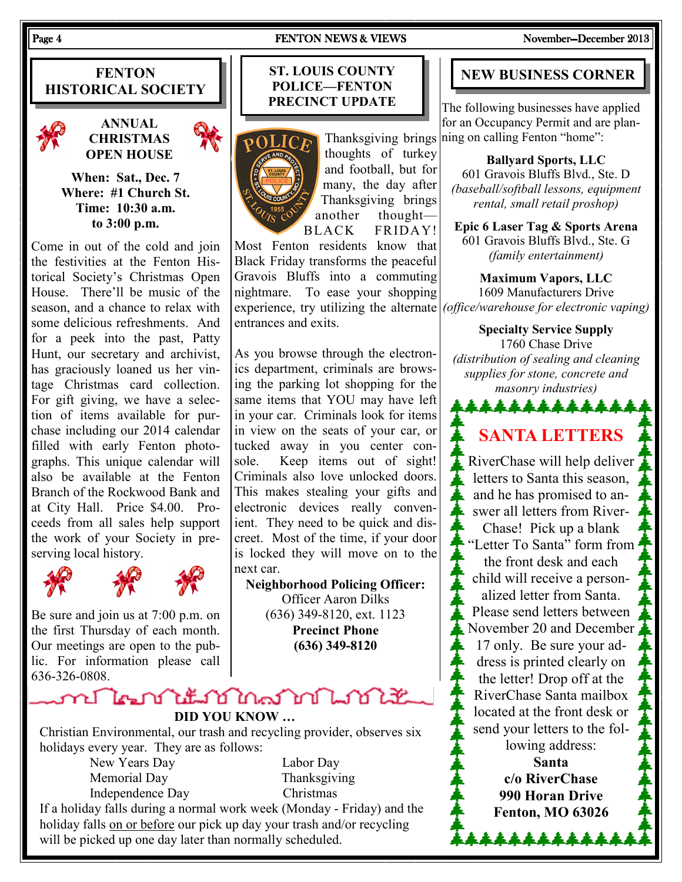## FENTON HISTORICAL SOCIETY

### ANNUAL CHRISTMAS OPEN HOUSE

**When: Sat., Dec. 7**
**Where: #1 Church St.**
**Time: 10:30 a.m. to 3:00 p.m.**

Come in out of the cold and join the festivities at the Fenton Historical Society's Christmas Open House. There'll be music of the season, and a chance to relax with some delicious refreshments. And for a peek into the past, Patty Hunt, our secretary and archivist, has graciously loaned us her vintage Christmas card collection. For gift giving, we have a selection of items available for purchase including our 2014 calendar filled with early Fenton photographs. This unique calendar will also be available at the Fenton Branch of the Rockwood Bank and at City Hall. Price $4.00. Proceeds from all sales help support the work of your Society in preserving local history.

Be sure and join us at 7:00 p.m. on the first Thursday of each month. Our meetings are open to the public. For information please call 636-326-0808.

## ST. LOUIS COUNTY POLICE—FENTON PRECINCT UPDATE

Thanksgiving brings thoughts of turkey and football, but for many, the day after Thanksgiving brings another thought—BLACK FRIDAY! Most Fenton residents know that Black Friday transforms the peaceful Gravois Bluffs into a commuting nightmare. To ease your shopping experience, try utilizing the alternate entrances and exits.

As you browse through the electronics department, criminals are browsing the parking lot shopping for the same items that YOU may have left in your car. Criminals look for items in view on the seats of your car, or tucked away in you center console. Keep items out of sight! Criminals also love unlocked doors. This makes stealing your gifts and electronic devices really convenient. They need to be quick and discreet. Most of the time, if your door is locked they will move on to the next car.

**Neighborhood Policing Officer:**
Officer Aaron Dilks
(636) 349-8120, ext. 1123
**Precinct Phone**
**(636) 349-8120**

## NEW BUSINESS CORNER

The following businesses have applied for an Occupancy Permit and are planning on calling Fenton "home":

**Ballyard Sports, LLC**
601 Gravois Bluffs Blvd., Ste. D
*(baseball/softball lessons, equipment rental, small retail proshop)*

**Epic 6 Laser Tag & Sports Arena**
601 Gravois Bluffs Blvd., Ste. G
*(family entertainment)*

**Maximum Vapors, LLC**
1609 Manufacturers Drive
*(office/warehouse for electronic vaping)*

**Specialty Service Supply**
1760 Chase Drive
*(distribution of sealing and cleaning supplies for stone, concrete and masonry industries)*

## SANTA LETTERS

RiverChase will help deliver letters to Santa this season, and he has promised to answer all letters from RiverChase! Pick up a blank "Letter To Santa" form from the front desk and each child will receive a personalized letter from Santa. Please send letters between November 20 and December 17 only. Be sure your address is printed clearly on the letter! Drop off at the RiverChase Santa mailbox located at the front desk or send your letters to the following address:

**Santa**
**c/o RiverChase**
**990 Horan Drive**
**Fenton, MO 63026**

### DID YOU KNOW …

Christian Environmental, our trash and recycling provider, observes six holidays every year. They are as follows:

| | |
|---|---|
| New Years Day | Labor Day |
| Memorial Day | Thanksgiving |
| Independence Day | Christmas |

If a holiday falls during a normal work week (Monday - Friday) and the holiday falls on or before our pick up day your trash and/or recycling will be picked up one day later than normally scheduled.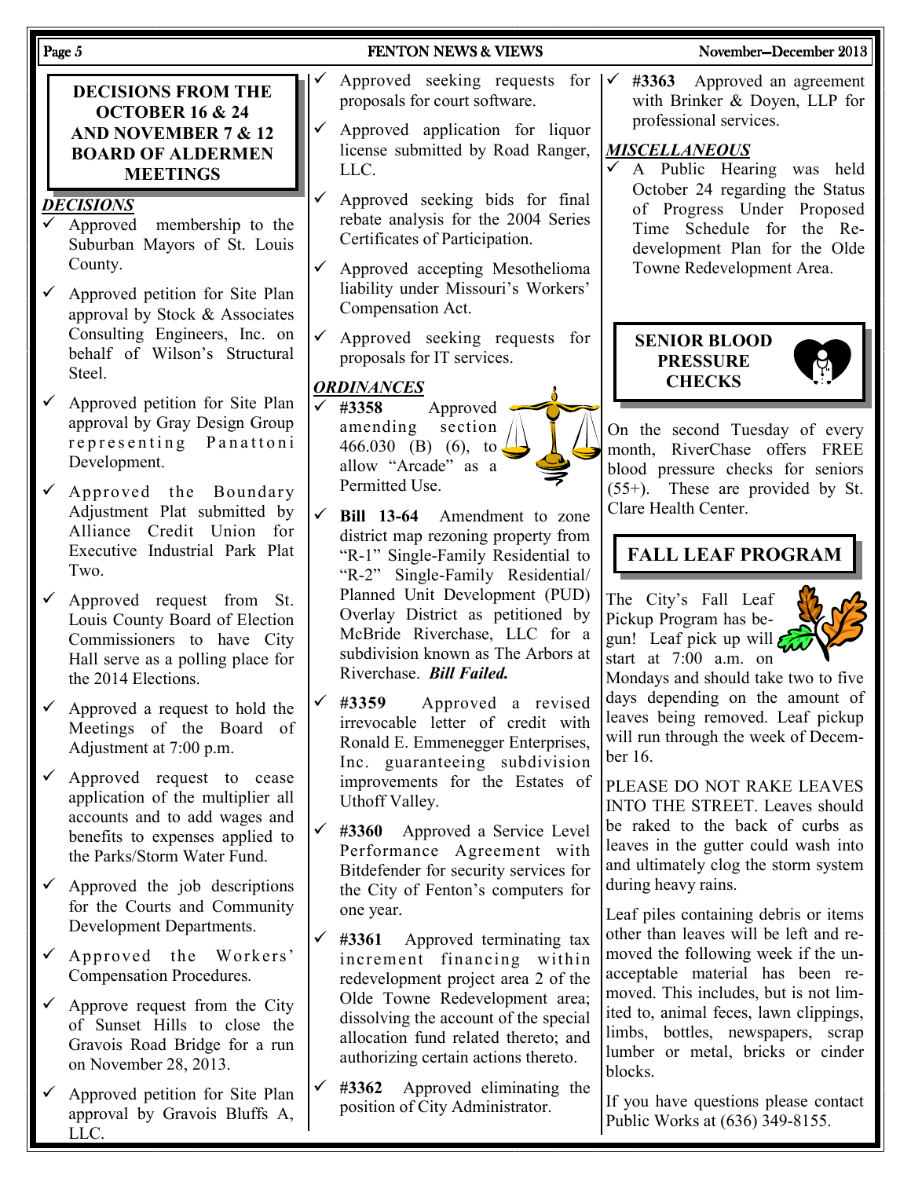## DECISIONS FROM THE OCTOBER 16 & 24 AND NOVEMBER 7 & 12 BOARD OF ALDERMEN MEETINGS

### *DECISIONS*

- ✓ Approved membership to the Suburban Mayors of St. Louis County.
- ✓ Approved petition for Site Plan approval by Stock & Associates Consulting Engineers, Inc. on behalf of Wilson's Structural Steel.
- ✓ Approved petition for Site Plan approval by Gray Design Group representing Panattoni Development.
- ✓ Approved the Boundary Adjustment Plat submitted by Alliance Credit Union for Executive Industrial Park Plat Two.
- ✓ Approved request from St. Louis County Board of Election Commissioners to have City Hall serve as a polling place for the 2014 Elections.
- ✓ Approved a request to hold the Meetings of the Board of Adjustment at 7:00 p.m.
- ✓ Approved request to cease application of the multiplier all accounts and to add wages and benefits to expenses applied to the Parks/Storm Water Fund.
- ✓ Approved the job descriptions for the Courts and Community Development Departments.
- ✓ Approved the Workers' Compensation Procedures.
- ✓ Approve request from the City of Sunset Hills to close the Gravois Road Bridge for a run on November 28, 2013.
- ✓ Approved petition for Site Plan approval by Gravois Bluffs A, LLC.
- ✓ Approved seeking requests for proposals for court software.
- ✓ Approved application for liquor license submitted by Road Ranger, LLC.
- ✓ Approved seeking bids for final rebate analysis for the 2004 Series Certificates of Participation.
- ✓ Approved accepting Mesothelioma liability under Missouri's Workers' Compensation Act.
- ✓ Approved seeking requests for proposals for IT services.

### *ORDINANCES*

- ✓ **#3358** Approved amending section 466.030 (B) (6), to allow "Arcade" as a Permitted Use.
- ✓ **Bill 13-64** Amendment to zone district map rezoning property from "R-1" Single-Family Residential to "R-2" Single-Family Residential/ Planned Unit Development (PUD) Overlay District as petitioned by McBride Riverchase, LLC for a subdivision known as The Arbors at Riverchase. ***Bill Failed.***
- ✓ **#3359** Approved a revised irrevocable letter of credit with Ronald E. Emmenegger Enterprises, Inc. guaranteeing subdivision improvements for the Estates of Uthoff Valley.
- ✓ **#3360** Approved a Service Level Performance Agreement with Bitdefender for security services for the City of Fenton's computers for one year.
- ✓ **#3361** Approved terminating tax increment financing within redevelopment project area 2 of the Olde Towne Redevelopment area; dissolving the account of the special allocation fund related thereto; and authorizing certain actions thereto.
- ✓ **#3362** Approved eliminating the position of City Administrator.
- ✓ **#3363** Approved an agreement with Brinker & Doyen, LLP for professional services.

### *MISCELLANEOUS*

- ✓ A Public Hearing was held October 24 regarding the Status of Progress Under Proposed Time Schedule for the Redevelopment Plan for the Olde Towne Redevelopment Area.

## SENIOR BLOOD PRESSURE CHECKS

On the second Tuesday of every month, RiverChase offers FREE blood pressure checks for seniors (55+). These are provided by St. Clare Health Center.

## FALL LEAF PROGRAM

The City's Fall Leaf Pickup Program has begun! Leaf pick up will start at 7:00 a.m. on Mondays and should take two to five days depending on the amount of leaves being removed. Leaf pickup will run through the week of December 16.

PLEASE DO NOT RAKE LEAVES INTO THE STREET. Leaves should be raked to the back of curbs as leaves in the gutter could wash into and ultimately clog the storm system during heavy rains.

Leaf piles containing debris or items other than leaves will be left and removed the following week if the unacceptable material has been removed. This includes, but is not limited to, animal feces, lawn clippings, limbs, bottles, newspapers, scrap lumber or metal, bricks or cinder blocks.

If you have questions please contact Public Works at (636) 349-8155.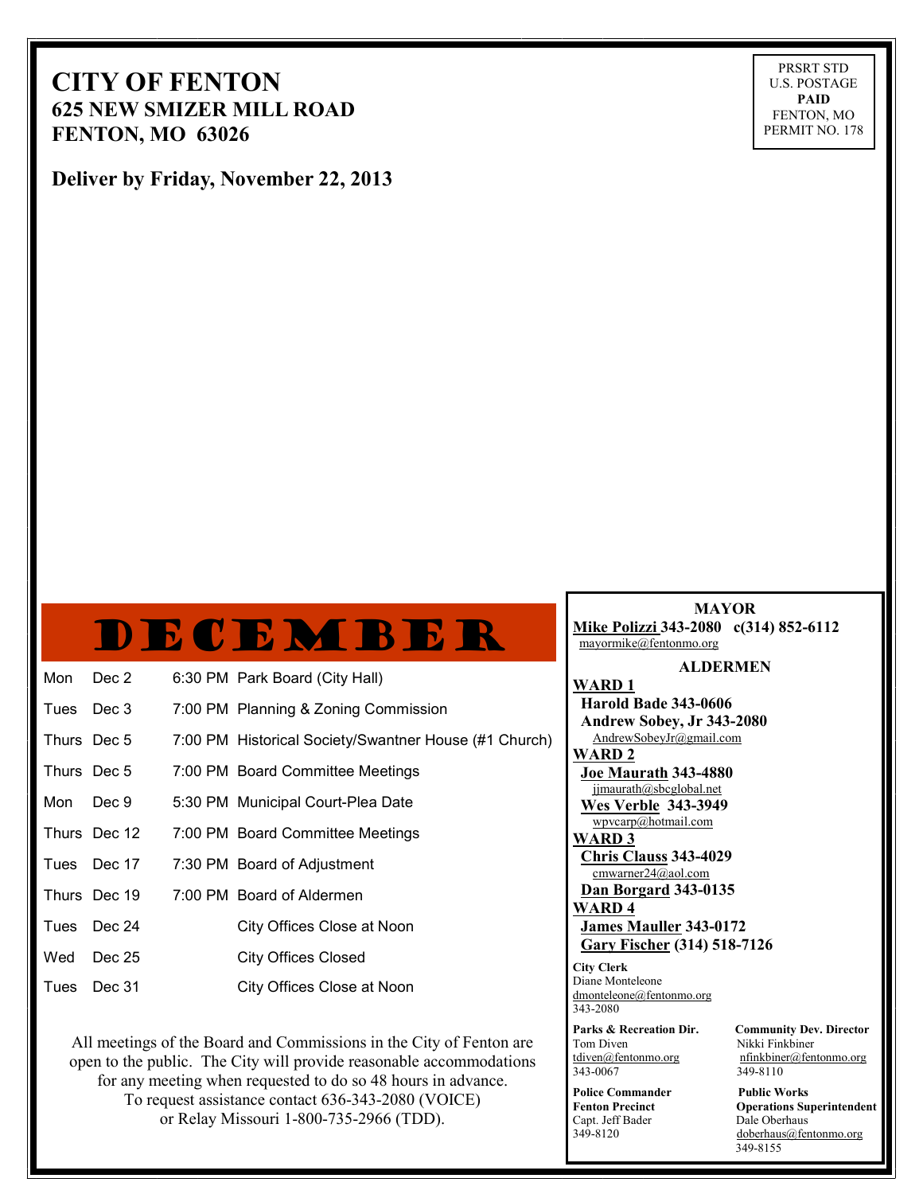# CITY OF FENTON
## 625 NEW SMIZER MILL ROAD
## FENTON, MO 63026

PRSRT STD
U.S. POSTAGE
**PAID**
FENTON, MO
PERMIT NO. 178

**Deliver by Friday, November 22, 2013**

# DECEMBER

| | | | |
|---|---|---|---|
| Mon | Dec 2 | 6:30 PM | Park Board (City Hall) |
| Tues | Dec 3 | 7:00 PM | Planning & Zoning Commission |
| Thurs | Dec 5 | 7:00 PM | Historical Society/Swantner House (#1 Church) |
| Thurs | Dec 5 | 7:00 PM | Board Committee Meetings |
| Mon | Dec 9 | 5:30 PM | Municipal Court-Plea Date |
| Thurs | Dec 12 | 7:00 PM | Board Committee Meetings |
| Tues | Dec 17 | 7:30 PM | Board of Adjustment |
| Thurs | Dec 19 | 7:00 PM | Board of Aldermen |
| Tues | Dec 24 | | City Offices Close at Noon |
| Wed | Dec 25 | | City Offices Closed |
| Tues | Dec 31 | | City Offices Close at Noon |

All meetings of the Board and Commissions in the City of Fenton are open to the public. The City will provide reasonable accommodations for any meeting when requested to do so 48 hours in advance. To request assistance contact 636-343-2080 (VOICE) or Relay Missouri 1-800-735-2966 (TDD).

**MAYOR**

**Mike Polizzi 343-2080 c(314) 852-6112**
mayormike@fentonmo.org

**ALDERMEN**

**WARD 1**
**Harold Bade 343-0606**
**Andrew Sobey, Jr 343-2080**
AndrewSobeyJr@gmail.com

**WARD 2**
**Joe Maurath 343-4880**
jjmaurath@sbcglobal.net
**Wes Verble 343-3949**
wpvcarp@hotmail.com

**WARD 3**
**Chris Clauss 343-4029**
cmwarner24@aol.com
**Dan Borgard 343-0135**

**WARD 4**
**James Mauller 343-0172**
**Gary Fischer (314) 518-7126**

**City Clerk**
Diane Monteleone
dmonteleone@fentonmo.org
343-2080

**Parks & Recreation Dir.**
Tom Diven
tdiven@fentonmo.org
343-0067

**Community Dev. Director**
Nikki Finkbiner
nfinkbiner@fentonmo.org
349-8110

**Police Commander Fenton Precinct**
Capt. Jeff Bader
349-8120

**Public Works Operations Superintendent**
Dale Oberhaus
doberhaus@fentonmo.org
349-8155